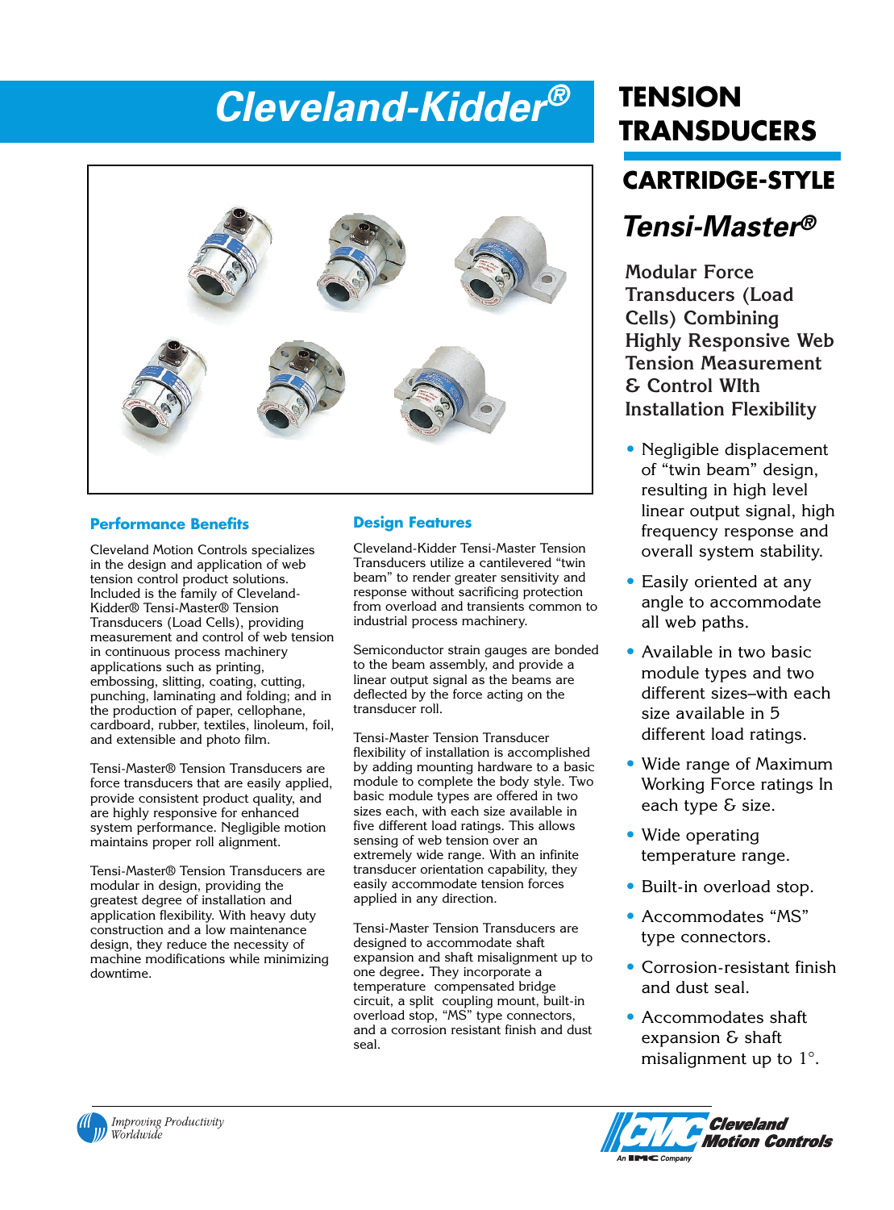# Cleveland-Kidder®

# TENSION TRANSDUCERS

## CARTRIDGE-STYLE

## *Tensi-Master®*

### Modular Force Transducers (Load Cells) Combining Highly Responsive Web Tension Measurement & Control WIth Installation Flexibility

- Negligible displacement of “twin beam” design, resulting in high level linear output signal, high frequency response and overall system stability.
- Easily oriented at any angle to accommodate all web paths.
- Available in two basic module types and two different sizes–with each size available in 5 different load ratings.
- Wide range of Maximum Working Force ratings In each type & size.
- Wide operating temperature range.
- Built-in overload stop.
- Accommodates “MS” type connectors.
- Corrosion-resistant finish and dust seal.
- Accommodates shaft expansion & shaft misalignment up to 1°.

### Performance Benefits

Cleveland Motion Controls specializes in the design and application of web tension control product solutions. Included is the family of Cleveland-Kidder® Tensi-Master® Tension Transducers (Load Cells), providing measurement and control of web tension in continuous process machinery applications such as printing, embossing, slitting, coating, cutting, punching, laminating and folding; and in the production of paper, cellophane, cardboard, rubber, textiles, linoleum, foil, and extensible and photo film.

Tensi-Master® Tension Transducers are force transducers that are easily applied, provide consistent product quality, and are highly responsive for enhanced system performance. Negligible motion maintains proper roll alignment.

Tensi-Master® Tension Transducers are modular in design, providing the greatest degree of installation and application flexibility. With heavy duty construction and a low maintenance design, they reduce the necessity of machine modifications while minimizing downtime.

### Design Features

Cleveland-Kidder Tensi-Master Tension Transducers utilize a cantilevered “twin beam” to render greater sensitivity and response without sacrificing protection from overload and transients common to industrial process machinery.

Semiconductor strain gauges are bonded to the beam assembly, and provide a linear output signal as the beams are deflected by the force acting on the transducer roll.

Tensi-Master Tension Transducer flexibility of installation is accomplished by adding mounting hardware to a basic module to complete the body style. Two basic module types are offered in two sizes each, with each size available in five different load ratings. This allows sensing of web tension over an extremely wide range. With an infinite transducer orientation capability, they easily accommodate tension forces applied in any direction.

Tensi-Master Tension Transducers are designed to accommodate shaft expansion and shaft misalignment up to one degree. They incorporate a temperature compensated bridge circuit, a split coupling mount, built-in overload stop, “MS” type connectors, and a corrosion resistant finish and dust seal.

*Improving Productivity Worldwide*

Cleveland Motion Controls — An IMC Company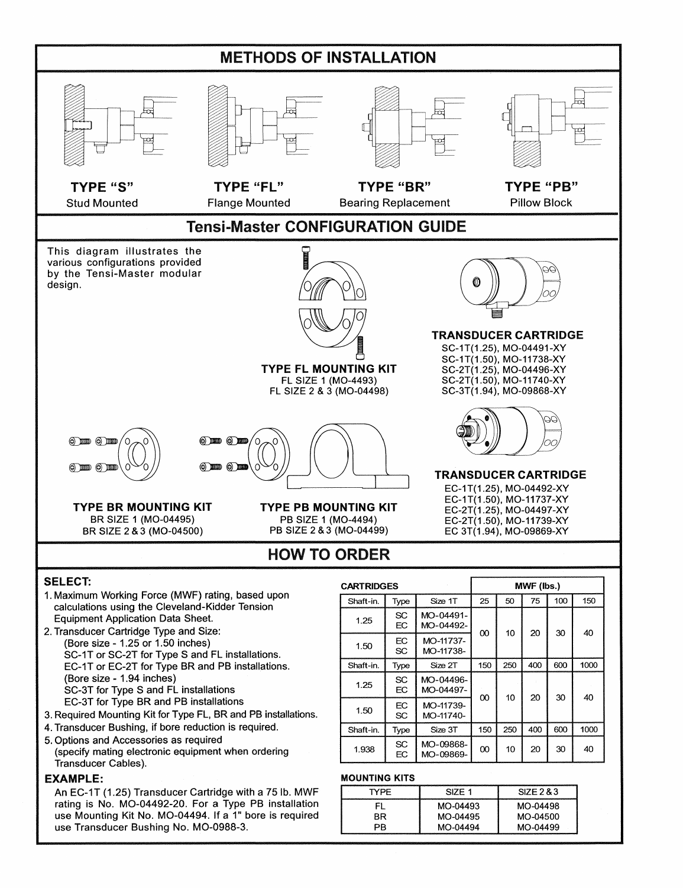## METHODS OF INSTALLATION

**TYPE "S"**
Stud Mounted

**TYPE "FL"**
Flange Mounted

**TYPE "BR"**
Bearing Replacement

**TYPE "PB"**
Pillow Block

## Tensi-Master CONFIGURATION GUIDE

This diagram illustrates the various configurations provided by the Tensi-Master modular design.

**TYPE FL MOUNTING KIT**
FL SIZE 1 (MO-4493)
FL SIZE 2 & 3 (MO-04498)

**TRANSDUCER CARTRIDGE**
SC-1T(1.25), MO-04491-XY
SC-1T(1.50), MO-11738-XY
SC-2T(1.25), MO-04496-XY
SC-2T(1.50), MO-11740-XY
SC-3T(1.94), MO-09868-XY

**TYPE BR MOUNTING KIT**
BR SIZE 1 (MO-04495)
BR SIZE 2 & 3 (MO-04500)

**TYPE PB MOUNTING KIT**
PB SIZE 1 (MO-4494)
PB SIZE 2 & 3 (MO-04499)

**TRANSDUCER CARTRIDGE**
EC-1T(1.25), MO-04492-XY
EC-1T(1.50), MO-11737-XY
EC-2T(1.25), MO-04497-XY
EC-2T(1.50), MO-11739-XY
EC 3T(1.94), MO-09869-XY

## HOW TO ORDER

### SELECT:

1. Maximum Working Force (MWF) rating, based upon calculations using the Cleveland-Kidder Tension Equipment Application Data Sheet.
2. Transducer Cartridge Type and Size:
   (Bore size - 1.25 or 1.50 inches)
   SC-1T or SC-2T for Type S and FL installations.
   EC-1T or EC-2T for Type BR and PB installations.
   (Bore size - 1.94 inches)
   SC-3T for Type S and FL installations
   EC-3T for Type BR and PB installations
3. Required Mounting Kit for Type FL, BR and PB installations.
4. Transducer Bushing, if bore reduction is required.
5. Options and Accessories as required
   (specify mating electronic equipment when ordering Transducer Cables).

### EXAMPLE:

An EC-1T (1.25) Transducer Cartridge with a 75 lb. MWF rating is No. MO-04492-20. For a Type PB installation use Mounting Kit No. MO-04494. If a 1" bore is required use Transducer Bushing No. MO-0988-3.

| CARTRIDGES | | | MWF (lbs.) | | | | |
|---|---|---|---|---|---|---|---|
| Shaft-in. | Type | Size 1T | 25 | 50 | 75 | 100 | 150 |
| 1.25 | SC | MO-04491- | 00 | 10 | 20 | 30 | 40 |
| | EC | MO-04492- | | | | | |
| 1.50 | EC | MO-11737- | | | | | |
| | SC | MO-11738- | | | | | |
| Shaft-in. | Type | Size 2T | 150 | 250 | 400 | 600 | 1000 |
| 1.25 | SC | MO-04496- | 00 | 10 | 20 | 30 | 40 |
| | EC | MO-04497- | | | | | |
| 1.50 | EC | MO-11739- | | | | | |
| | SC | MO-11740- | | | | | |
| Shaft-in. | Type | Size 3T | 150 | 250 | 400 | 600 | 1000 |
| 1.938 | SC | MO-09868- | 00 | 10 | 20 | 30 | 40 |
| | EC | MO-09869- | | | | | |

**MOUNTING KITS**

| TYPE | SIZE 1 | SIZE 2 & 3 |
|---|---|---|
| FL | MO-04493 | MO-04498 |
| BR | MO-04495 | MO-04500 |
| PB | MO-04494 | MO-04499 |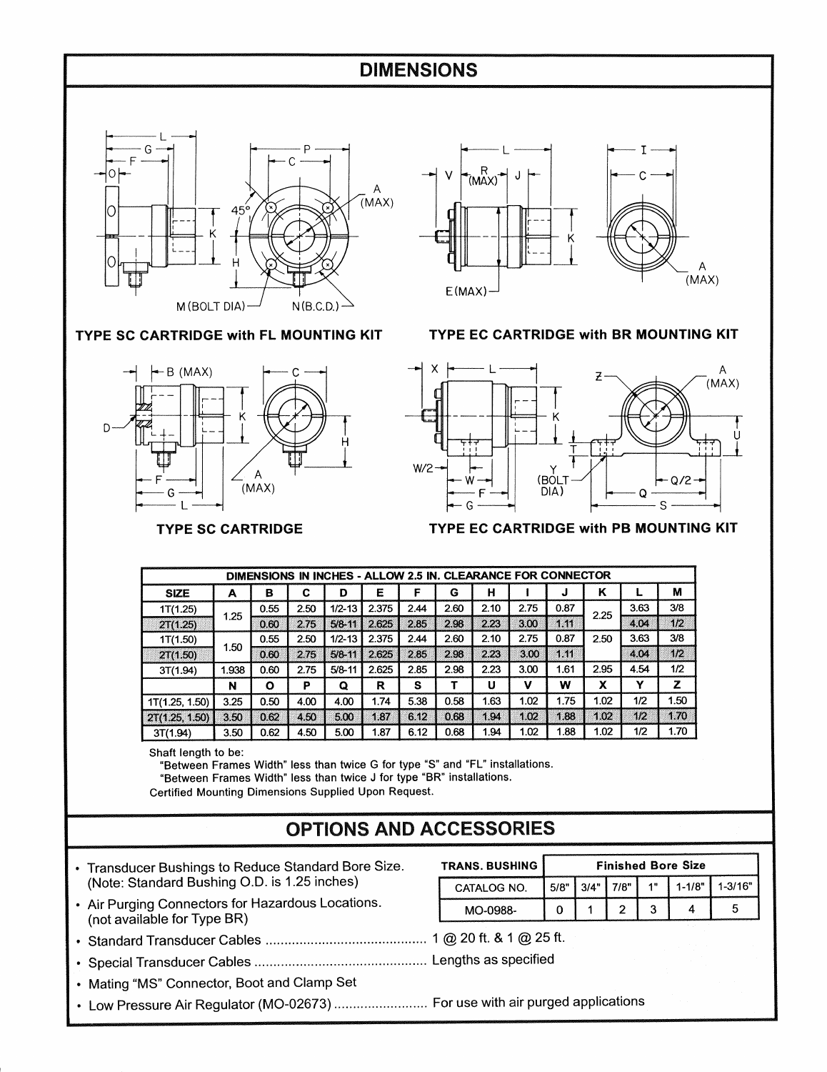# DIMENSIONS

**TYPE SC CARTRIDGE with FL MOUNTING KIT**

**TYPE EC CARTRIDGE with BR MOUNTING KIT**

**TYPE SC CARTRIDGE**

**TYPE EC CARTRIDGE with PB MOUNTING KIT**

| DIMENSIONS IN INCHES - ALLOW 2.5 IN. CLEARANCE FOR CONNECTOR | | | | | | | | | | | | | |
|---|---|---|---|---|---|---|---|---|---|---|---|---|---|
| **SIZE** | **A** | **B** | **C** | **D** | **E** | **F** | **G** | **H** | **I** | **J** | **K** | **L** | **M** |
| 1T(1.25) | 1.25 | 0.55 | 2.50 | 1/2-13 | 2.375 | 2.44 | 2.60 | 2.10 | 2.75 | 0.87 | 2.25 | 3.63 | 3/8 |
| 2T(1.25) | | 0.60 | 2.75 | 5/8-11 | 2.625 | 2.85 | 2.98 | 2.23 | 3.00 | 1.11 | | 4.04 | 1/2 |
| 1T(1.50) | 1.50 | 0.55 | 2.50 | 1/2-13 | 2.375 | 2.44 | 2.60 | 2.10 | 2.75 | 0.87 | 2.50 | 3.63 | 3/8 |
| 2T(1.50) | | 0.60 | 2.75 | 5/8-11 | 2.625 | 2.85 | 2.98 | 2.23 | 3.00 | 1.11 | | 4.04 | 1/2 |
| 3T(1.94) | 1.938 | 0.60 | 2.75 | 5/8-11 | 2.625 | 2.85 | 2.98 | 2.23 | 3.00 | 1.61 | 2.95 | 4.54 | 1/2 |
| | **N** | **O** | **P** | **Q** | **R** | **S** | **T** | **U** | **V** | **W** | **X** | **Y** | **Z** |
| 1T(1.25, 1.50) | 3.25 | 0.50 | 4.00 | 4.00 | 1.74 | 5.38 | 0.58 | 1.63 | 1.02 | 1.75 | 1.02 | 1/2 | 1.50 |
| 2T(1.25, 1.50) | 3.50 | 0.62 | 4.50 | 5.00 | 1.87 | 6.12 | 0.68 | 1.94 | 1.02 | 1.88 | 1.02 | 1/2 | 1.70 |
| 3T(1.94) | 3.50 | 0.62 | 4.50 | 5.00 | 1.87 | 6.12 | 0.68 | 1.94 | 1.02 | 1.88 | 1.02 | 1/2 | 1.70 |

Shaft length to be:
"Between Frames Width" less than twice G for type "S" and "FL" installations.
"Between Frames Width" less than twice J for type "BR" installations.
Certified Mounting Dimensions Supplied Upon Request.

# OPTIONS AND ACCESSORIES

- Transducer Bushings to Reduce Standard Bore Size. (Note: Standard Bushing O.D. is 1.25 inches)
- Air Purging Connectors for Hazardous Locations. (not available for Type BR)
- Standard Transducer Cables .......................................... 1 @ 20 ft. & 1 @ 25 ft.
- Special Transducer Cables .............................................. Lengths as specified
- Mating "MS" Connector, Boot and Clamp Set
- Low Pressure Air Regulator (MO-02673) ......................... For use with air purged applications

| TRANS. BUSHING | Finished Bore Size | | | | | |
|---|---|---|---|---|---|---|
| CATALOG NO. | 5/8" | 3/4" | 7/8" | 1" | 1-1/8" | 1-3/16" |
| MO-0988- | 0 | 1 | 2 | 3 | 4 | 5 |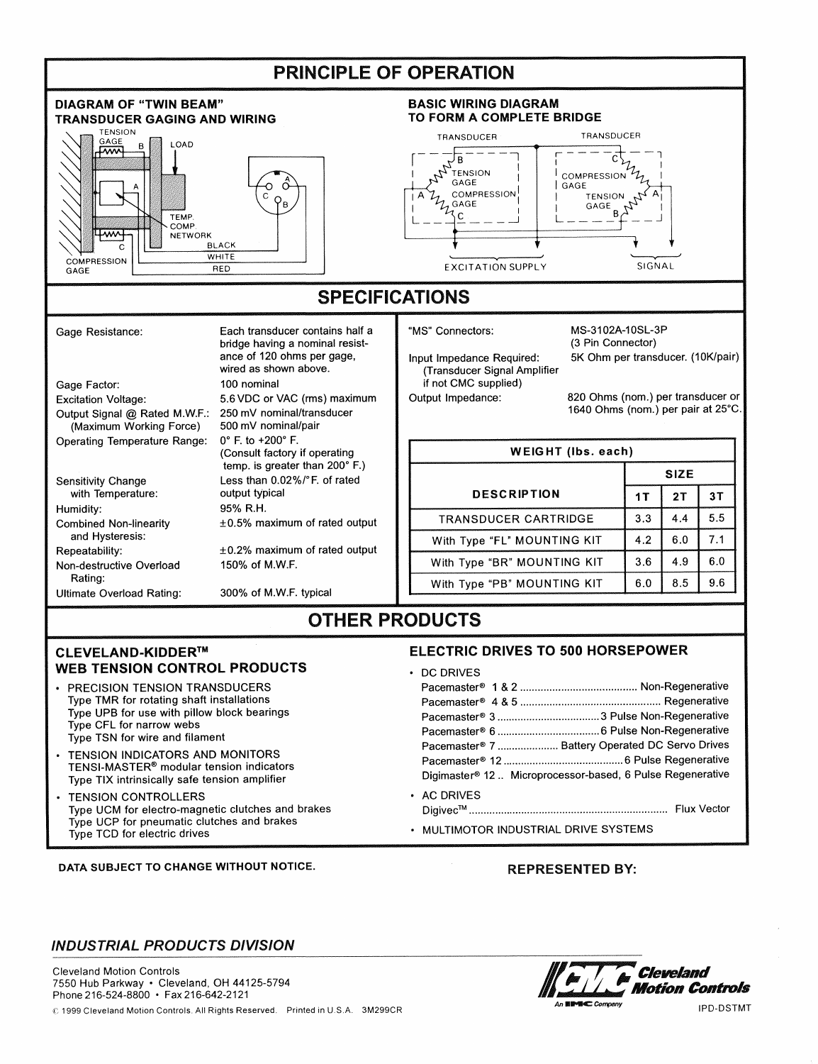# PRINCIPLE OF OPERATION

## DIAGRAM OF "TWIN BEAM" TRANSDUCER GAGING AND WIRING

TENSION GAGE
B
LOAD
A
TEMP. COMP. NETWORK
C
COMPRESSION GAGE
BLACK
WHITE
RED
A
C
B

## BASIC WIRING DIAGRAM TO FORM A COMPLETE BRIDGE

TRANSDUCER
TRANSDUCER
B
TENSION GAGE
A
COMPRESSION GAGE
C
C
COMPRESSION GAGE
TENSION GAGE
A
B
EXCITATION SUPPLY
SIGNAL

# SPECIFICATIONS

| | |
|---|---|
| Gage Resistance: | Each transducer contains half a bridge having a nominal resistance of 120 ohms per gage, wired as shown above. |
| Gage Factor: | 100 nominal |
| Excitation Voltage: | 5.6 VDC or VAC (rms) maximum |
| Output Signal @ Rated M.W.F.: (Maximum Working Force) | 250 mV nominal/transducer 500 mV nominal/pair |
| Operating Temperature Range: | 0° F. to +200° F. (Consult factory if operating temp. is greater than 200° F.) |
| Sensitivity Change with Temperature: | Less than 0.02%/°F. of rated output typical |
| Humidity: | 95% R.H. |
| Combined Non-linearity and Hysteresis: | ±0.5% maximum of rated output |
| Repeatability: | ±0.2% maximum of rated output |
| Non-destructive Overload Rating: | 150% of M.W.F. |
| Ultimate Overload Rating: | 300% of M.W.F. typical |
| "MS" Connectors: | MS-3102A-10SL-3P (3 Pin Connector) |
| Input Impedance Required: (Transducer Signal Amplifier if not CMC supplied) | 5K Ohm per transducer. (10K/pair) |
| Output Impedance: | 820 Ohms (nom.) per transducer or 1640 Ohms (nom.) per pair at 25°C. |

**WEIGHT (lbs. each)**

| DESCRIPTION | SIZE 1T | 2T | 3T |
|---|---|---|---|
| TRANSDUCER CARTRIDGE | 3.3 | 4.4 | 5.5 |
| With Type "FL" MOUNTING KIT | 4.2 | 6.0 | 7.1 |
| With Type "BR" MOUNTING KIT | 3.6 | 4.9 | 6.0 |
| With Type "PB" MOUNTING KIT | 6.0 | 8.5 | 9.6 |

# OTHER PRODUCTS

## CLEVELAND-KIDDER™ WEB TENSION CONTROL PRODUCTS

- PRECISION TENSION TRANSDUCERS
  - Type TMR for rotating shaft installations
  - Type UPB for use with pillow block bearings
  - Type CFL for narrow webs
  - Type TSN for wire and filament
- TENSION INDICATORS AND MONITORS
  - TENSI-MASTER® modular tension indicators
  - Type TIX intrinsically safe tension amplifier
- TENSION CONTROLLERS
  - Type UCM for electro-magnetic clutches and brakes
  - Type UCP for pneumatic clutches and brakes
  - Type TCD for electric drives

## ELECTRIC DRIVES TO 500 HORSEPOWER

- DC DRIVES
  - Pacemaster® 1 & 2 .......... Non-Regenerative
  - Pacemaster® 4 & 5 .......... Regenerative
  - Pacemaster® 3 .......... 3 Pulse Non-Regenerative
  - Pacemaster® 6 .......... 6 Pulse Non-Regenerative
  - Pacemaster® 7 .......... Battery Operated DC Servo Drives
  - Pacemaster® 12 .......... 6 Pulse Regenerative
  - Digimaster® 12 .. Microprocessor-based, 6 Pulse Regenerative
- AC DRIVES
  - Digivec™ .......... Flux Vector
- MULTIMOTOR INDUSTRIAL DRIVE SYSTEMS

**DATA SUBJECT TO CHANGE WITHOUT NOTICE.**

**REPRESENTED BY:**

*INDUSTRIAL PRODUCTS DIVISION*

Cleveland Motion Controls
7550 Hub Parkway • Cleveland, OH 44125-5794
Phone 216-524-8800 • Fax 216-642-2121

© 1999 Cleveland Motion Controls. All Rights Reserved. Printed in U.S.A. 3M299CR

CMC Cleveland Motion Controls
An IMC Company

IPD-DSTMT